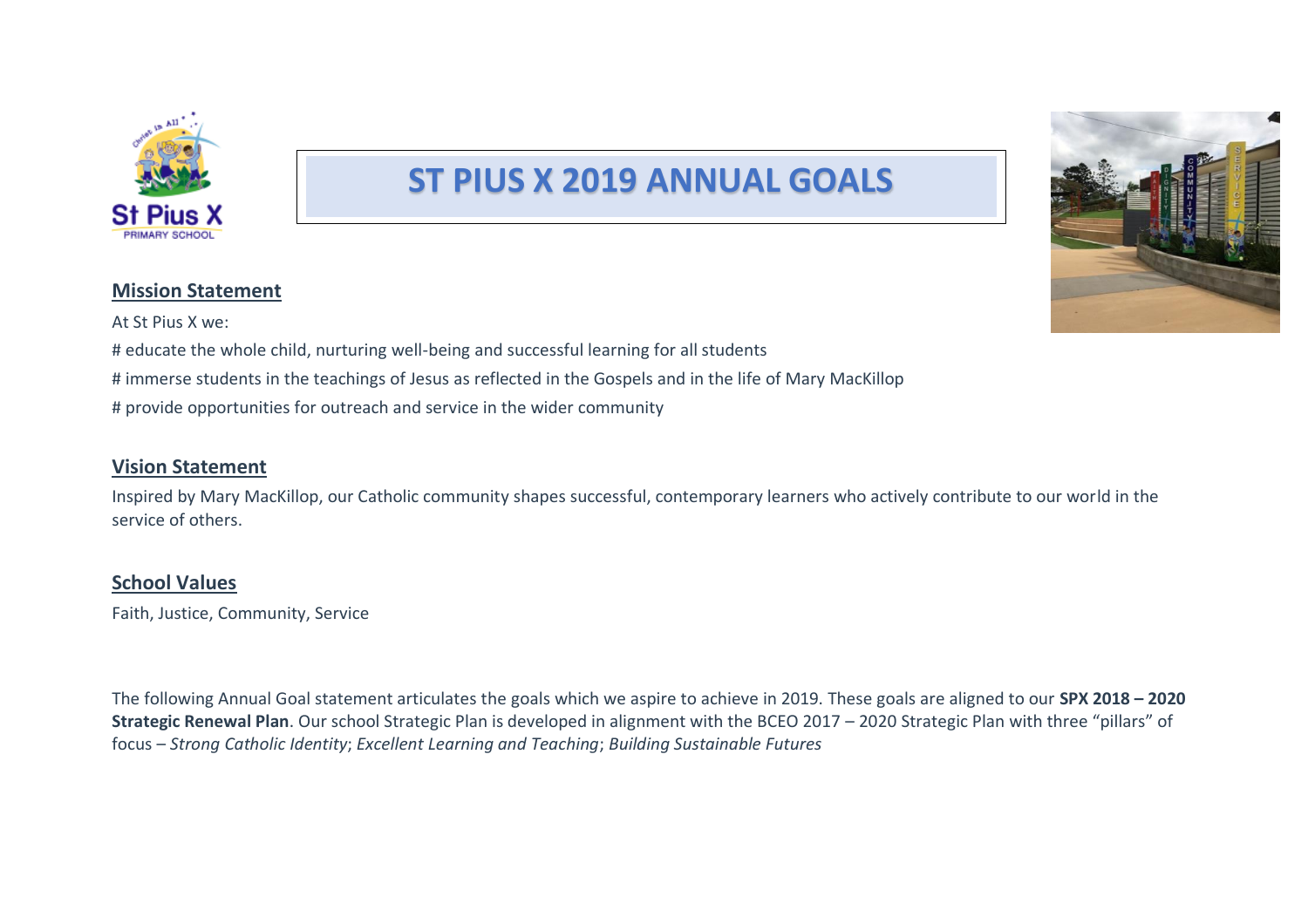# ST PIUS X 2019 ANNUAL GOALS

## Mission Statement

At St Pius X we:

# educate the whole child, nurturing well-being and successful learning for all students

# immerse students in the teachings of Jesus as reflected in the Gospels and in the life of Mary MacKillop

# provide opportunities for outreach and service in the wider community

## Vision Statement

Inspired by Mary MacKillop, our Catholic community shapes successful, contemporary learners who actively contribute to our world in the service of others.

## School Values

Faith, Justice, Community, Service

The following Annual Goal statement articulates the goals which we aspire to achieve in 2019. These goals are aligned to our **SPX 2018 – 2020 Strategic Renewal Plan**. Our school Strategic Plan is developed in alignment with the BCEO 2017 – 2020 Strategic Plan with three "pillars" of focus – *Strong Catholic Identity*; *Excellent Learning and Teaching*; *Building Sustainable Futures*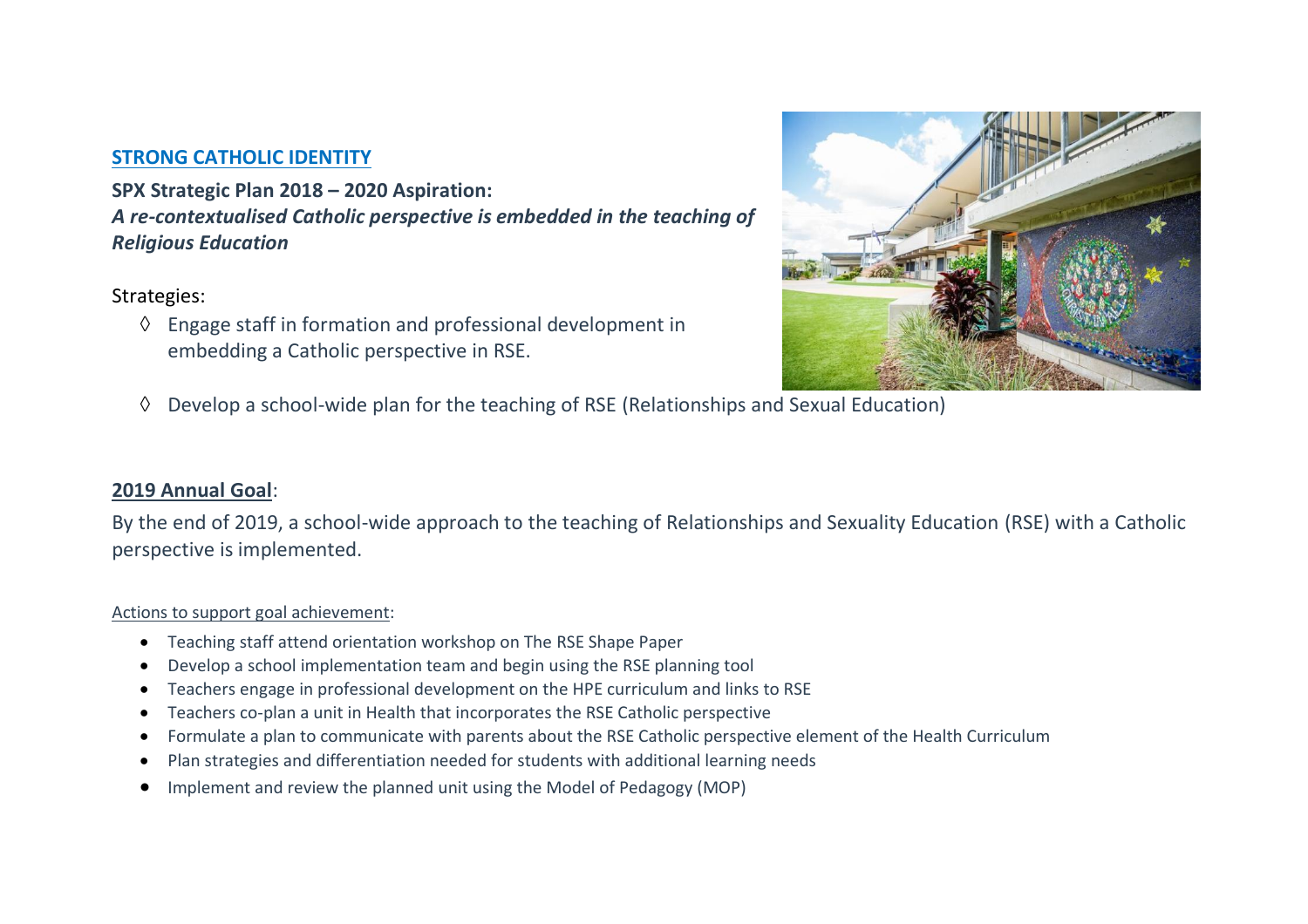## STRONG CATHOLIC IDENTITY

**SPX Strategic Plan 2018 – 2020 Aspiration:**
***A re-contextualised Catholic perspective is embedded in the teaching of Religious Education***

Strategies:

- ◊ Engage staff in formation and professional development in embedding a Catholic perspective in RSE.
- ◊ Develop a school-wide plan for the teaching of RSE (Relationships and Sexual Education)

**2019 Annual Goal**:

By the end of 2019, a school-wide approach to the teaching of Relationships and Sexuality Education (RSE) with a Catholic perspective is implemented.

Actions to support goal achievement:

- Teaching staff attend orientation workshop on The RSE Shape Paper
- Develop a school implementation team and begin using the RSE planning tool
- Teachers engage in professional development on the HPE curriculum and links to RSE
- Teachers co-plan a unit in Health that incorporates the RSE Catholic perspective
- Formulate a plan to communicate with parents about the RSE Catholic perspective element of the Health Curriculum
- Plan strategies and differentiation needed for students with additional learning needs
- Implement and review the planned unit using the Model of Pedagogy (MOP)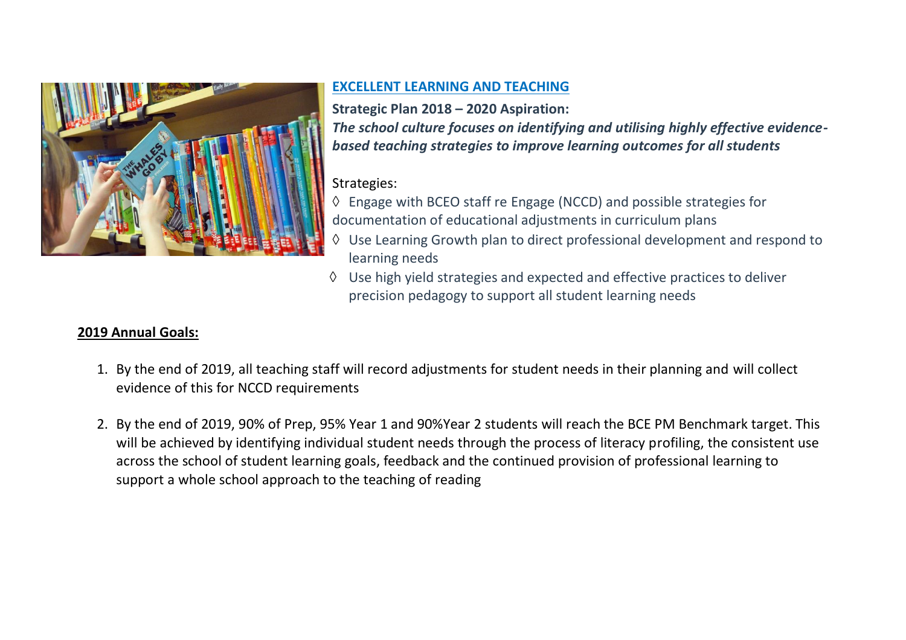## EXCELLENT LEARNING AND TEACHING

**Strategic Plan 2018 – 2020 Aspiration:**

***The school culture focuses on identifying and utilising highly effective evidence-based teaching strategies to improve learning outcomes for all students***

Strategies:

- ◊ Engage with BCEO staff re Engage (NCCD) and possible strategies for documentation of educational adjustments in curriculum plans
- ◊ Use Learning Growth plan to direct professional development and respond to learning needs
- ◊ Use high yield strategies and expected and effective practices to deliver precision pedagogy to support all student learning needs

**2019 Annual Goals:**

1. By the end of 2019, all teaching staff will record adjustments for student needs in their planning and will collect evidence of this for NCCD requirements

2. By the end of 2019, 90% of Prep, 95% Year 1 and 90%Year 2 students will reach the BCE PM Benchmark target. This will be achieved by identifying individual student needs through the process of literacy profiling, the consistent use across the school of student learning goals, feedback and the continued provision of professional learning to support a whole school approach to the teaching of reading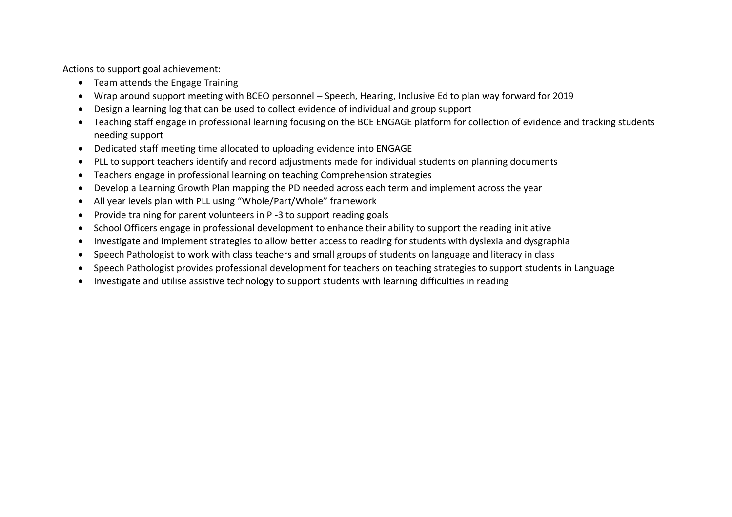<u>Actions to support goal achievement:</u>

- Team attends the Engage Training
- Wrap around support meeting with BCEO personnel – Speech, Hearing, Inclusive Ed to plan way forward for 2019
- Design a learning log that can be used to collect evidence of individual and group support
- Teaching staff engage in professional learning focusing on the BCE ENGAGE platform for collection of evidence and tracking students needing support
- Dedicated staff meeting time allocated to uploading evidence into ENGAGE
- PLL to support teachers identify and record adjustments made for individual students on planning documents
- Teachers engage in professional learning on teaching Comprehension strategies
- Develop a Learning Growth Plan mapping the PD needed across each term and implement across the year
- All year levels plan with PLL using "Whole/Part/Whole" framework
- Provide training for parent volunteers in P -3 to support reading goals
- School Officers engage in professional development to enhance their ability to support the reading initiative
- Investigate and implement strategies to allow better access to reading for students with dyslexia and dysgraphia
- Speech Pathologist to work with class teachers and small groups of students on language and literacy in class
- Speech Pathologist provides professional development for teachers on teaching strategies to support students in Language
- Investigate and utilise assistive technology to support students with learning difficulties in reading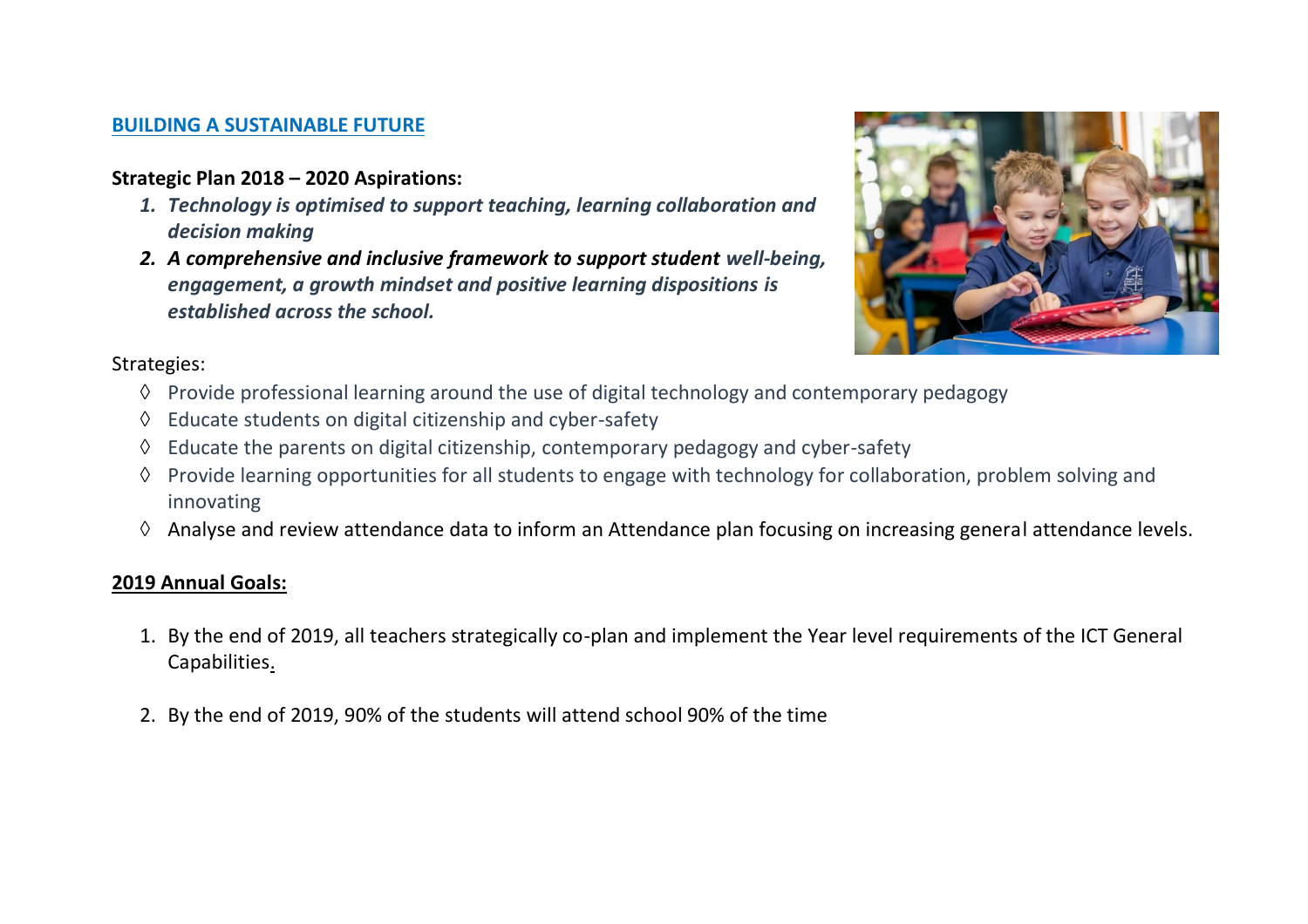## BUILDING A SUSTAINABLE FUTURE

**Strategic Plan 2018 – 2020 Aspirations:**

1. ***Technology is optimised to support teaching, learning collaboration and decision making***
2. ***A comprehensive and inclusive framework to support student well-being, engagement, a growth mindset and positive learning dispositions is established across the school.***

Strategies:

- ◊ Provide professional learning around the use of digital technology and contemporary pedagogy
- ◊ Educate students on digital citizenship and cyber-safety
- ◊ Educate the parents on digital citizenship, contemporary pedagogy and cyber-safety
- ◊ Provide learning opportunities for all students to engage with technology for collaboration, problem solving and innovating
- ◊ Analyse and review attendance data to inform an Attendance plan focusing on increasing general attendance levels.

**2019 Annual Goals:**

1. By the end of 2019, all teachers strategically co-plan and implement the Year level requirements of the ICT General Capabilities.

2. By the end of 2019, 90% of the students will attend school 90% of the time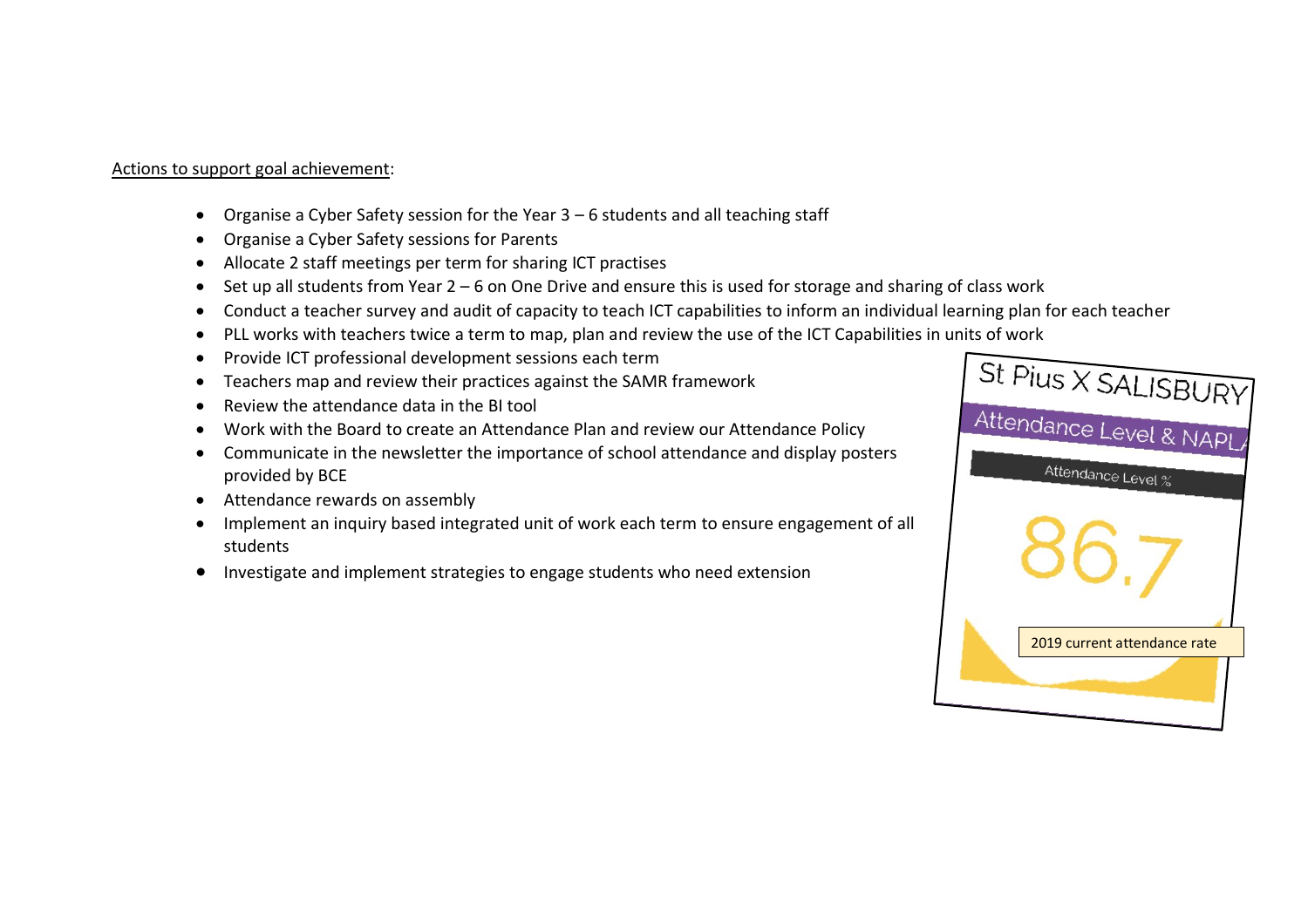Actions to support goal achievement:

- Organise a Cyber Safety session for the Year 3 – 6 students and all teaching staff
- Organise a Cyber Safety sessions for Parents
- Allocate 2 staff meetings per term for sharing ICT practises
- Set up all students from Year 2 – 6 on One Drive and ensure this is used for storage and sharing of class work
- Conduct a teacher survey and audit of capacity to teach ICT capabilities to inform an individual learning plan for each teacher
- PLL works with teachers twice a term to map, plan and review the use of the ICT Capabilities in units of work
- Provide ICT professional development sessions each term
- Teachers map and review their practices against the SAMR framework
- Review the attendance data in the BI tool
- Work with the Board to create an Attendance Plan and review our Attendance Policy
- Communicate in the newsletter the importance of school attendance and display posters provided by BCE
- Attendance rewards on assembly
- Implement an inquiry based integrated unit of work each term to ensure engagement of all students
- Investigate and implement strategies to engage students who need extension

St Pius X SALISBURY

Attendance Level & NAPLA

Attendance Level %

86.7

2019 current attendance rate